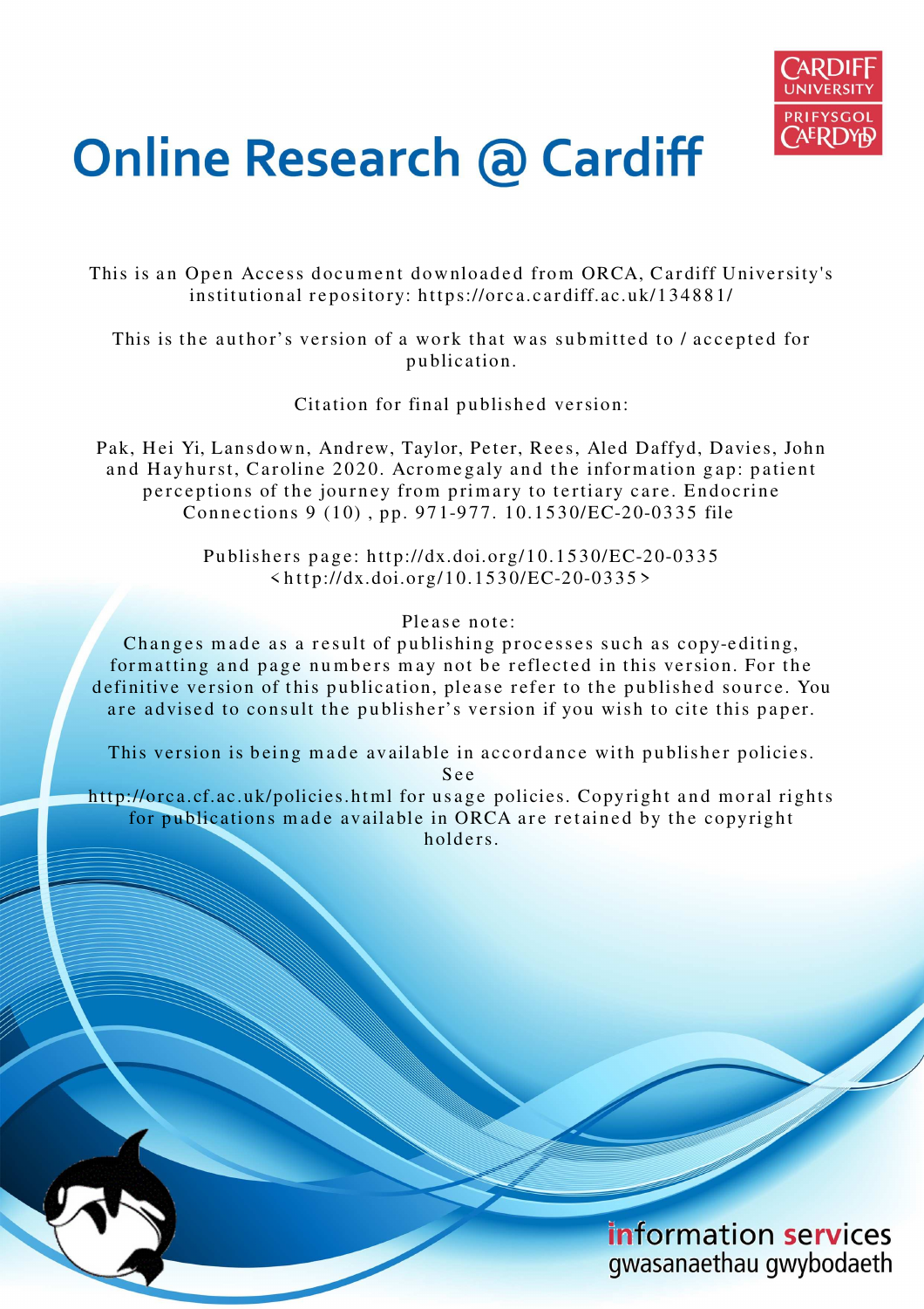# Online Research @ Cardiff

This is an Open Access document downloaded from ORCA, Cardiff University's institutional repository: https://orca.cardiff.ac.uk/134881/

This is the author's version of a work that was submitted to / accepted for publication.

Citation for final published version:

Pak, Hei Yi, Lansdown, Andrew, Taylor, Peter, Rees, Aled Daffyd, Davies, John and Hayhurst, Caroline 2020. Acromegaly and the information gap: patient perceptions of the journey from primary to tertiary care. Endocrine Connections 9 (10) , pp. 971-977. 10.1530/EC-20-0335 file

Publishers page: http://dx.doi.org/10.1530/EC-20-0335 <http://dx.doi.org/10.1530/EC-20-0335>

Please note:
Changes made as a result of publishing processes such as copy-editing, formatting and page numbers may not be reflected in this version. For the definitive version of this publication, please refer to the published source. You are advised to consult the publisher's version if you wish to cite this paper.

This version is being made available in accordance with publisher policies. See http://orca.cf.ac.uk/policies.html for usage policies. Copyright and moral rights for publications made available in ORCA are retained by the copyright holders.

information services
gwasanaethau gwybodaeth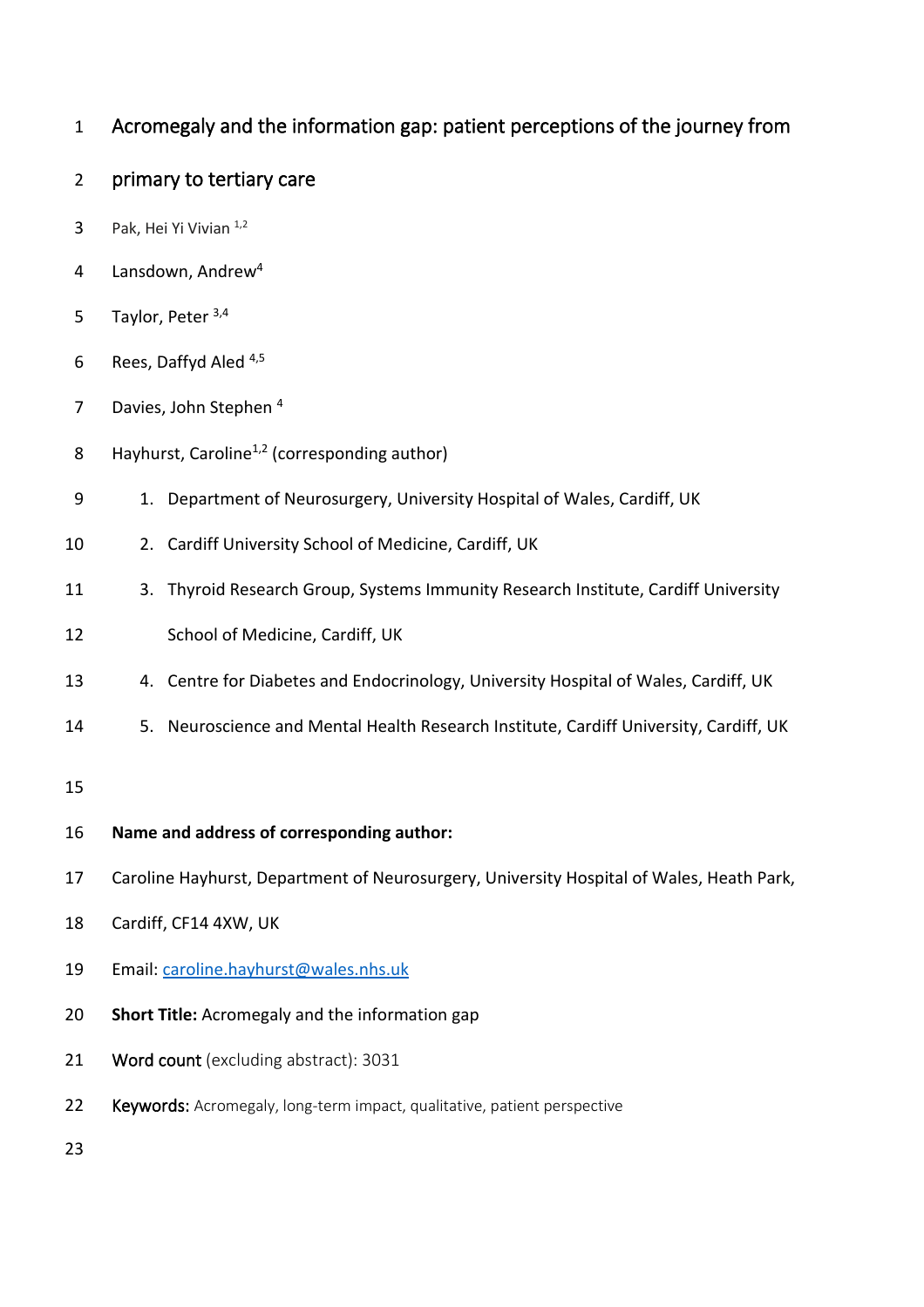# Acromegaly and the information gap: patient perceptions of the journey from primary to tertiary care

Pak, Hei Yi Vivian [1,2]

Lansdown, Andrew[4]

Taylor, Peter [3,4]

Rees, Daffyd Aled [4,5]

Davies, John Stephen [4]

Hayhurst, Caroline[1,2] (corresponding author)

1. Department of Neurosurgery, University Hospital of Wales, Cardiff, UK
2. Cardiff University School of Medicine, Cardiff, UK
3. Thyroid Research Group, Systems Immunity Research Institute, Cardiff University School of Medicine, Cardiff, UK
4. Centre for Diabetes and Endocrinology, University Hospital of Wales, Cardiff, UK
5. Neuroscience and Mental Health Research Institute, Cardiff University, Cardiff, UK

**Name and address of corresponding author:**

Caroline Hayhurst, Department of Neurosurgery, University Hospital of Wales, Heath Park, Cardiff, CF14 4XW, UK

Email: caroline.hayhurst@wales.nhs.uk

**Short Title:** Acromegaly and the information gap

Word count (excluding abstract): 3031

Keywords: Acromegaly, long-term impact, qualitative, patient perspective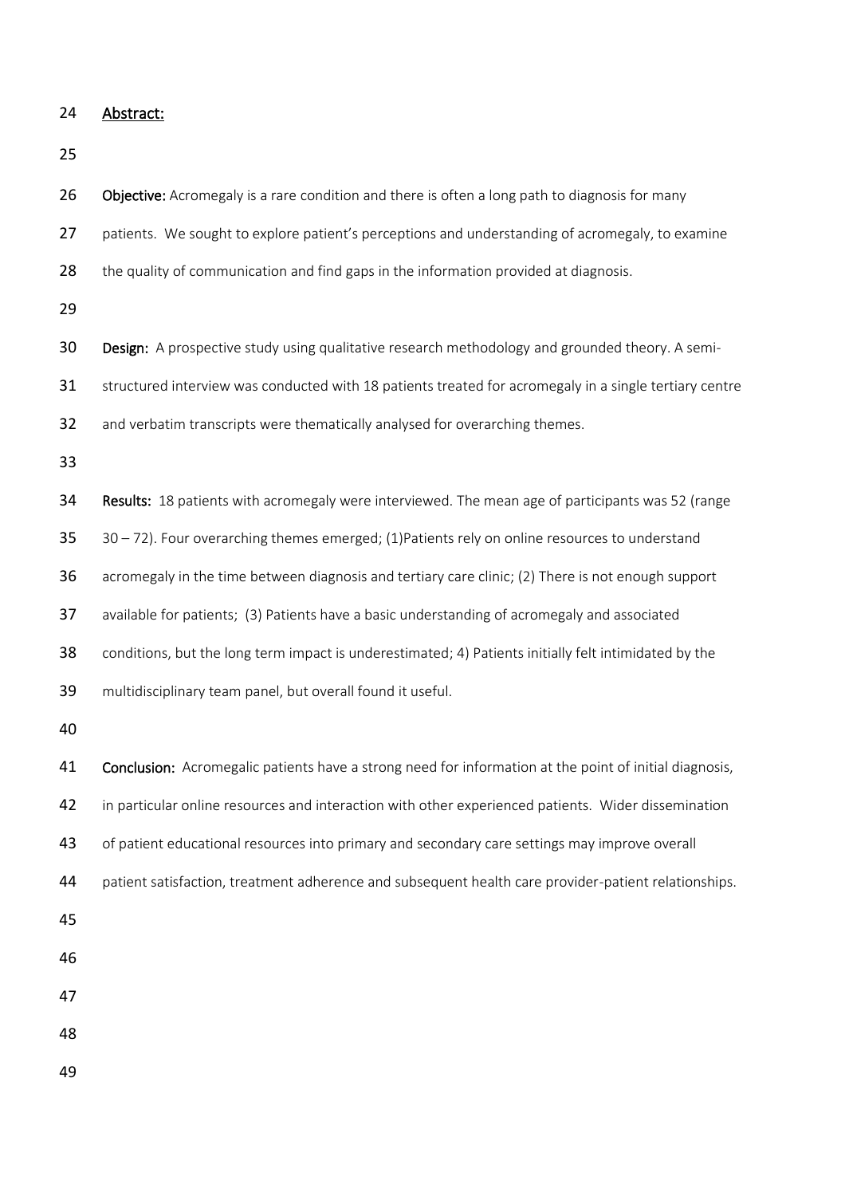## Abstract:

**Objective:** Acromegaly is a rare condition and there is often a long path to diagnosis for many patients. We sought to explore patient's perceptions and understanding of acromegaly, to examine the quality of communication and find gaps in the information provided at diagnosis.

**Design:** A prospective study using qualitative research methodology and grounded theory. A semi-structured interview was conducted with 18 patients treated for acromegaly in a single tertiary centre and verbatim transcripts were thematically analysed for overarching themes.

**Results:** 18 patients with acromegaly were interviewed. The mean age of participants was 52 (range 30 – 72). Four overarching themes emerged; (1)Patients rely on online resources to understand acromegaly in the time between diagnosis and tertiary care clinic; (2) There is not enough support available for patients; (3) Patients have a basic understanding of acromegaly and associated conditions, but the long term impact is underestimated; 4) Patients initially felt intimidated by the multidisciplinary team panel, but overall found it useful.

**Conclusion:** Acromegalic patients have a strong need for information at the point of initial diagnosis, in particular online resources and interaction with other experienced patients. Wider dissemination of patient educational resources into primary and secondary care settings may improve overall patient satisfaction, treatment adherence and subsequent health care provider-patient relationships.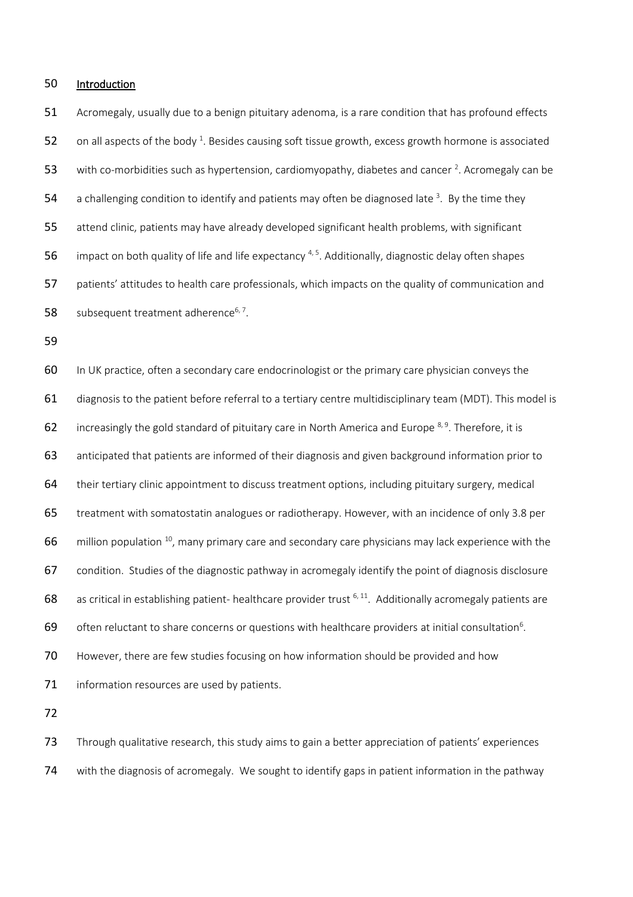## Introduction

Acromegaly, usually due to a benign pituitary adenoma, is a rare condition that has profound effects on all aspects of the body [1]. Besides causing soft tissue growth, excess growth hormone is associated with co-morbidities such as hypertension, cardiomyopathy, diabetes and cancer [2]. Acromegaly can be a challenging condition to identify and patients may often be diagnosed late [3]. By the time they attend clinic, patients may have already developed significant health problems, with significant impact on both quality of life and life expectancy [4, 5]. Additionally, diagnostic delay often shapes patients' attitudes to health care professionals, which impacts on the quality of communication and subsequent treatment adherence[6, 7].

In UK practice, often a secondary care endocrinologist or the primary care physician conveys the diagnosis to the patient before referral to a tertiary centre multidisciplinary team (MDT). This model is increasingly the gold standard of pituitary care in North America and Europe [8, 9]. Therefore, it is anticipated that patients are informed of their diagnosis and given background information prior to their tertiary clinic appointment to discuss treatment options, including pituitary surgery, medical treatment with somatostatin analogues or radiotherapy. However, with an incidence of only 3.8 per million population [10], many primary care and secondary care physicians may lack experience with the condition. Studies of the diagnostic pathway in acromegaly identify the point of diagnosis disclosure as critical in establishing patient- healthcare provider trust [6, 11]. Additionally acromegaly patients are often reluctant to share concerns or questions with healthcare providers at initial consultation[6]. However, there are few studies focusing on how information should be provided and how information resources are used by patients.

Through qualitative research, this study aims to gain a better appreciation of patients' experiences with the diagnosis of acromegaly. We sought to identify gaps in patient information in the pathway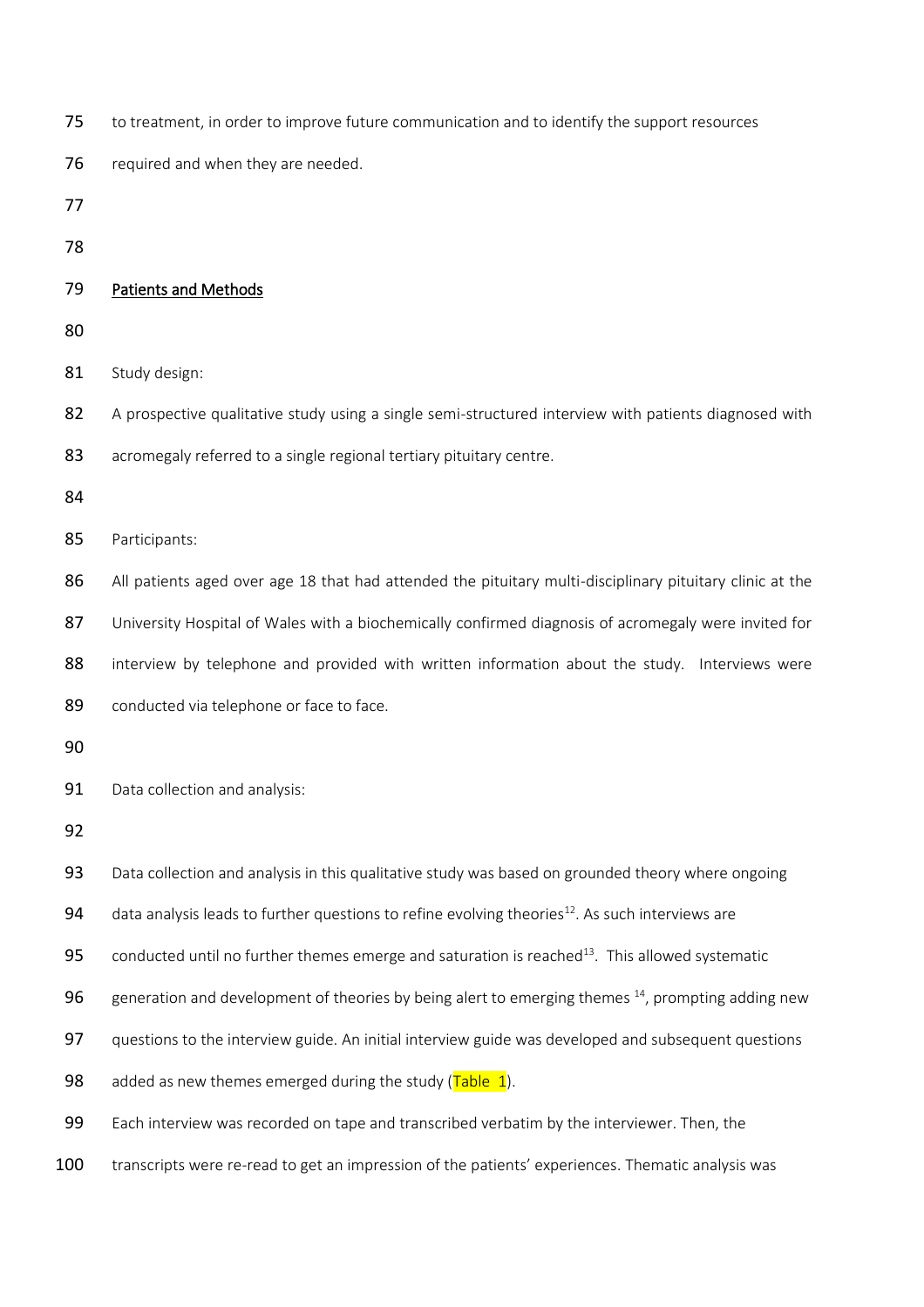to treatment, in order to improve future communication and to identify the support resources required and when they are needed.

## Patients and Methods

Study design:

A prospective qualitative study using a single semi-structured interview with patients diagnosed with acromegaly referred to a single regional tertiary pituitary centre.

Participants:

All patients aged over age 18 that had attended the pituitary multi-disciplinary pituitary clinic at the University Hospital of Wales with a biochemically confirmed diagnosis of acromegaly were invited for interview by telephone and provided with written information about the study. Interviews were conducted via telephone or face to face.

Data collection and analysis:

Data collection and analysis in this qualitative study was based on grounded theory where ongoing data analysis leads to further questions to refine evolving theories[12]. As such interviews are conducted until no further themes emerge and saturation is reached[13]. This allowed systematic generation and development of theories by being alert to emerging themes [14], prompting adding new questions to the interview guide. An initial interview guide was developed and subsequent questions added as new themes emerged during the study (Table 1).

Each interview was recorded on tape and transcribed verbatim by the interviewer. Then, the transcripts were re-read to get an impression of the patients' experiences. Thematic analysis was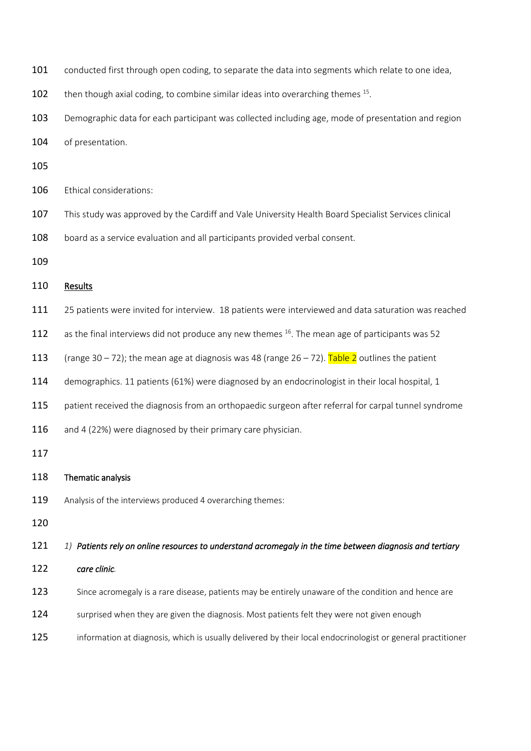conducted first through open coding, to separate the data into segments which relate to one idea, then though axial coding, to combine similar ideas into overarching themes [15].

Demographic data for each participant was collected including age, mode of presentation and region of presentation.

Ethical considerations:

This study was approved by the Cardiff and Vale University Health Board Specialist Services clinical board as a service evaluation and all participants provided verbal consent.

## Results

25 patients were invited for interview. 18 patients were interviewed and data saturation was reached as the final interviews did not produce any new themes [16]. The mean age of participants was 52 (range 30 – 72); the mean age at diagnosis was 48 (range 26 – 72). Table 2 outlines the patient demographics. 11 patients (61%) were diagnosed by an endocrinologist in their local hospital, 1 patient received the diagnosis from an orthopaedic surgeon after referral for carpal tunnel syndrome and 4 (22%) were diagnosed by their primary care physician.

### Thematic analysis

Analysis of the interviews produced 4 overarching themes:

1) ***Patients rely on online resources to understand acromegaly in the time between diagnosis and tertiary care clinic.***

Since acromegaly is a rare disease, patients may be entirely unaware of the condition and hence are surprised when they are given the diagnosis. Most patients felt they were not given enough information at diagnosis, which is usually delivered by their local endocrinologist or general practitioner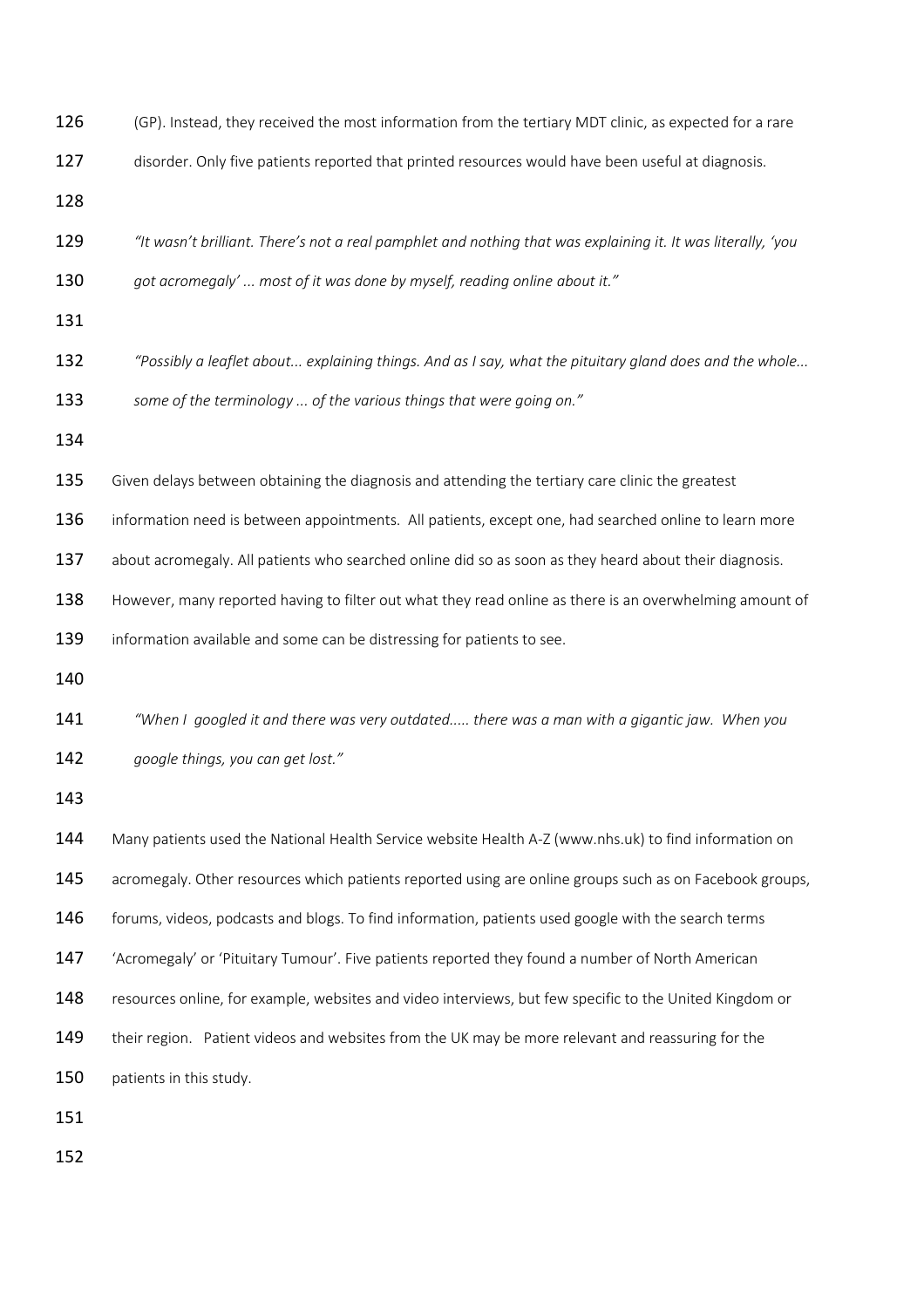(GP). Instead, they received the most information from the tertiary MDT clinic, as expected for a rare disorder. Only five patients reported that printed resources would have been useful at diagnosis.

*"It wasn't brilliant. There's not a real pamphlet and nothing that was explaining it. It was literally, 'you got acromegaly' ... most of it was done by myself, reading online about it."*

*"Possibly a leaflet about... explaining things. And as I say, what the pituitary gland does and the whole... some of the terminology ... of the various things that were going on."*

Given delays between obtaining the diagnosis and attending the tertiary care clinic the greatest information need is between appointments. All patients, except one, had searched online to learn more about acromegaly. All patients who searched online did so as soon as they heard about their diagnosis. However, many reported having to filter out what they read online as there is an overwhelming amount of information available and some can be distressing for patients to see.

*"When I googled it and there was very outdated..... there was a man with a gigantic jaw. When you google things, you can get lost."*

Many patients used the National Health Service website Health A-Z (www.nhs.uk) to find information on acromegaly. Other resources which patients reported using are online groups such as on Facebook groups, forums, videos, podcasts and blogs. To find information, patients used google with the search terms 'Acromegaly' or 'Pituitary Tumour'. Five patients reported they found a number of North American resources online, for example, websites and video interviews, but few specific to the United Kingdom or their region. Patient videos and websites from the UK may be more relevant and reassuring for the patients in this study.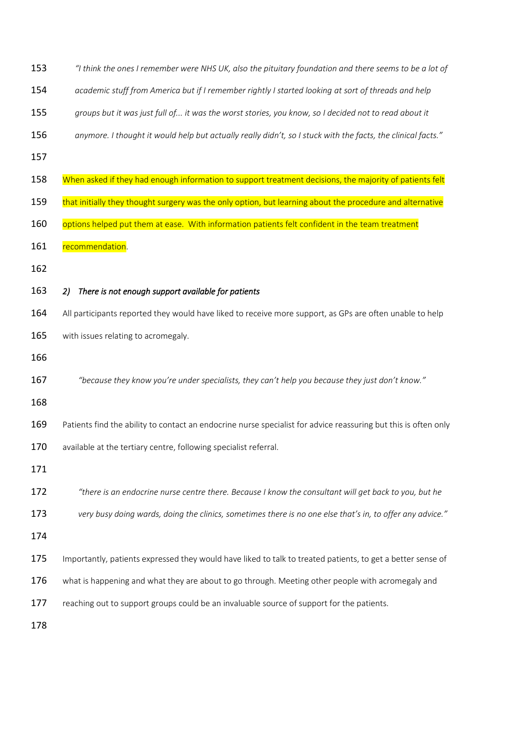*"I think the ones I remember were NHS UK, also the pituitary foundation and there seems to be a lot of academic stuff from America but if I remember rightly I started looking at sort of threads and help groups but it was just full of... it was the worst stories, you know, so I decided not to read about it anymore. I thought it would help but actually really didn't, so I stuck with the facts, the clinical facts."*

When asked if they had enough information to support treatment decisions, the majority of patients felt that initially they thought surgery was the only option, but learning about the procedure and alternative options helped put them at ease. With information patients felt confident in the team treatment recommendation.

***2) There is not enough support available for patients***

All participants reported they would have liked to receive more support, as GPs are often unable to help with issues relating to acromegaly.

*"because they know you're under specialists, they can't help you because they just don't know."*

Patients find the ability to contact an endocrine nurse specialist for advice reassuring but this is often only available at the tertiary centre, following specialist referral.

*"there is an endocrine nurse centre there. Because I know the consultant will get back to you, but he very busy doing wards, doing the clinics, sometimes there is no one else that's in, to offer any advice."*

Importantly, patients expressed they would have liked to talk to treated patients, to get a better sense of what is happening and what they are about to go through. Meeting other people with acromegaly and reaching out to support groups could be an invaluable source of support for the patients.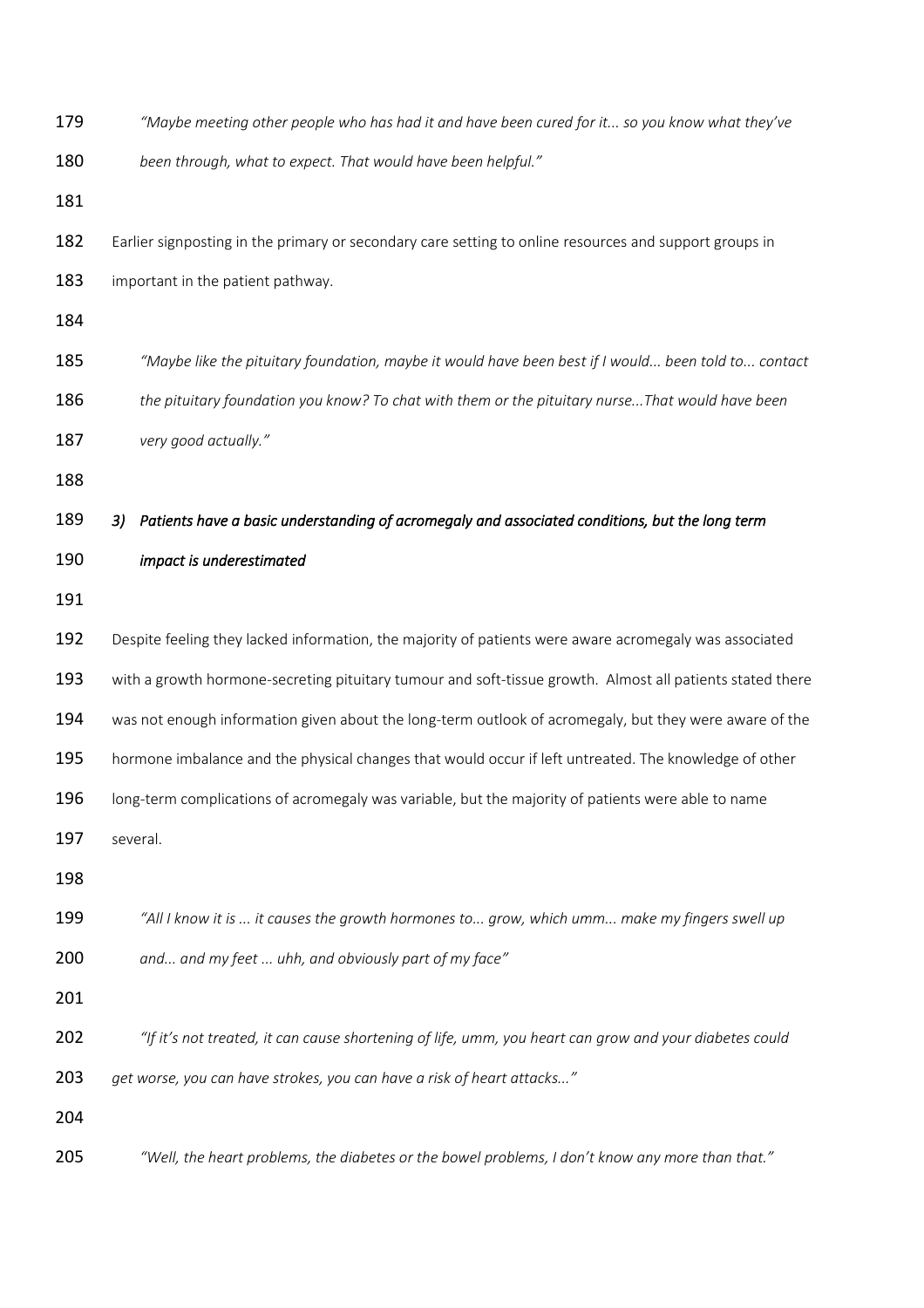*"Maybe meeting other people who has had it and have been cured for it... so you know what they've been through, what to expect. That would have been helpful."*

Earlier signposting in the primary or secondary care setting to online resources and support groups in important in the patient pathway.

*"Maybe like the pituitary foundation, maybe it would have been best if I would... been told to... contact the pituitary foundation you know? To chat with them or the pituitary nurse...That would have been very good actually."*

### *3) Patients have a basic understanding of acromegaly and associated conditions, but the long term impact is underestimated*

Despite feeling they lacked information, the majority of patients were aware acromegaly was associated with a growth hormone-secreting pituitary tumour and soft-tissue growth. Almost all patients stated there was not enough information given about the long-term outlook of acromegaly, but they were aware of the hormone imbalance and the physical changes that would occur if left untreated. The knowledge of other long-term complications of acromegaly was variable, but the majority of patients were able to name several.

*"All I know it is ... it causes the growth hormones to... grow, which umm... make my fingers swell up and... and my feet ... uhh, and obviously part of my face"*

*"If it's not treated, it can cause shortening of life, umm, you heart can grow and your diabetes could get worse, you can have strokes, you can have a risk of heart attacks..."*

*"Well, the heart problems, the diabetes or the bowel problems, I don't know any more than that."*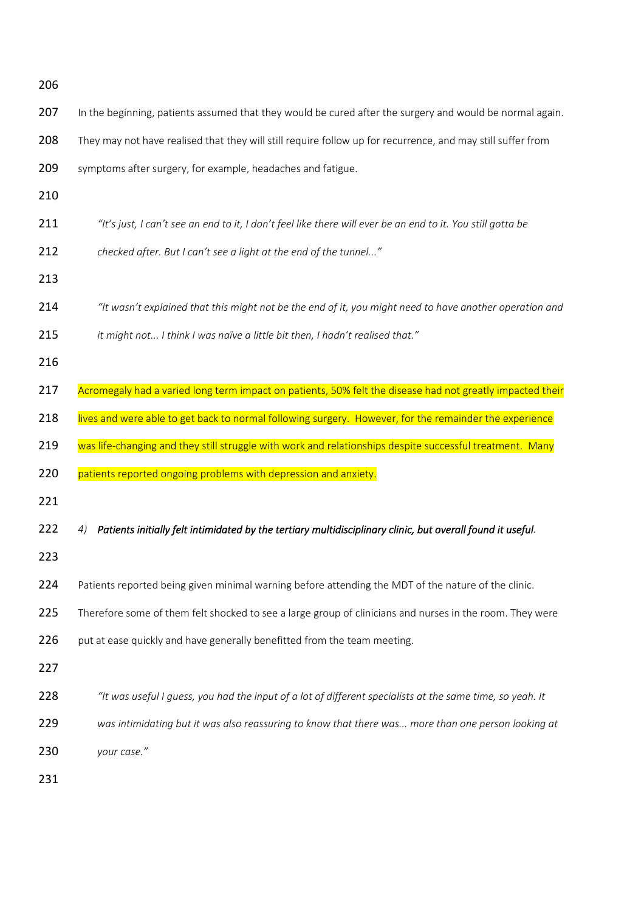In the beginning, patients assumed that they would be cured after the surgery and would be normal again. They may not have realised that they will still require follow up for recurrence, and may still suffer from symptoms after surgery, for example, headaches and fatigue.

> *"It's just, I can't see an end to it, I don't feel like there will ever be an end to it. You still gotta be checked after. But I can't see a light at the end of the tunnel..."*

> *"It wasn't explained that this might not be the end of it, you might need to have another operation and it might not... I think I was naïve a little bit then, I hadn't realised that."*

Acromegaly had a varied long term impact on patients, 50% felt the disease had not greatly impacted their lives and were able to get back to normal following surgery. However, for the remainder the experience was life-changing and they still struggle with work and relationships despite successful treatment. Many patients reported ongoing problems with depression and anxiety.

*4) **Patients initially felt intimidated by the tertiary multidisciplinary clinic, but overall found it useful**.*

Patients reported being given minimal warning before attending the MDT of the nature of the clinic. Therefore some of them felt shocked to see a large group of clinicians and nurses in the room. They were put at ease quickly and have generally benefitted from the team meeting.

> *"It was useful I guess, you had the input of a lot of different specialists at the same time, so yeah. It was intimidating but it was also reassuring to know that there was... more than one person looking at your case."*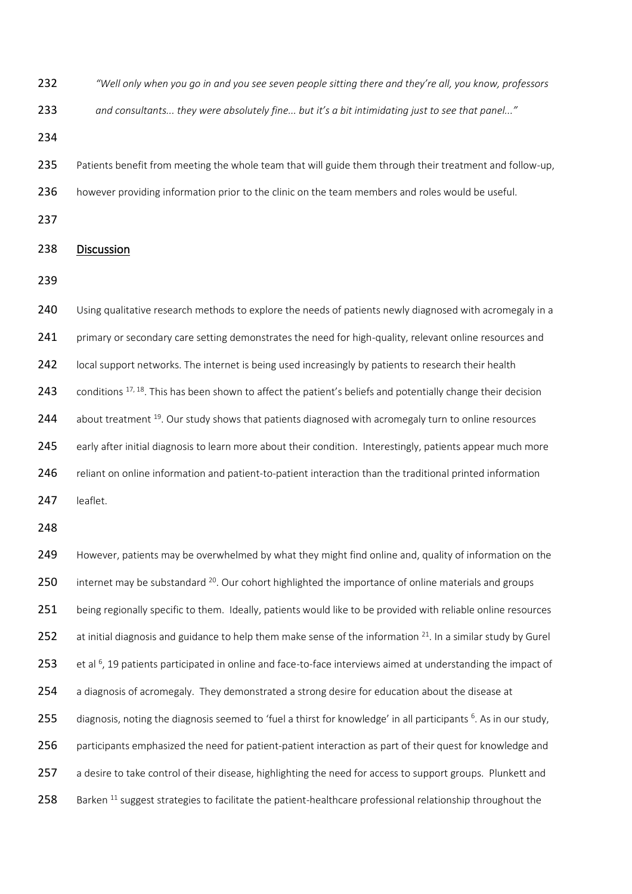*"Well only when you go in and you see seven people sitting there and they're all, you know, professors and consultants... they were absolutely fine... but it's a bit intimidating just to see that panel..."*

Patients benefit from meeting the whole team that will guide them through their treatment and follow-up, however providing information prior to the clinic on the team members and roles would be useful.

## Discussion

Using qualitative research methods to explore the needs of patients newly diagnosed with acromegaly in a primary or secondary care setting demonstrates the need for high-quality, relevant online resources and local support networks. The internet is being used increasingly by patients to research their health conditions [17, 18]. This has been shown to affect the patient's beliefs and potentially change their decision about treatment [19]. Our study shows that patients diagnosed with acromegaly turn to online resources early after initial diagnosis to learn more about their condition. Interestingly, patients appear much more reliant on online information and patient-to-patient interaction than the traditional printed information leaflet.

However, patients may be overwhelmed by what they might find online and, quality of information on the internet may be substandard [20]. Our cohort highlighted the importance of online materials and groups being regionally specific to them. Ideally, patients would like to be provided with reliable online resources at initial diagnosis and guidance to help them make sense of the information [21]. In a similar study by Gurel et al [6], 19 patients participated in online and face-to-face interviews aimed at understanding the impact of a diagnosis of acromegaly. They demonstrated a strong desire for education about the disease at diagnosis, noting the diagnosis seemed to 'fuel a thirst for knowledge' in all participants [6]. As in our study, participants emphasized the need for patient-patient interaction as part of their quest for knowledge and a desire to take control of their disease, highlighting the need for access to support groups. Plunkett and Barken [11] suggest strategies to facilitate the patient-healthcare professional relationship throughout the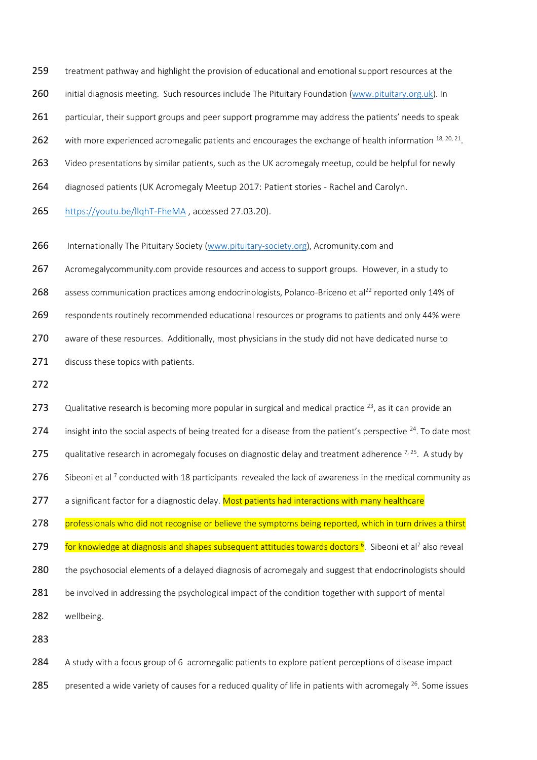treatment pathway and highlight the provision of educational and emotional support resources at the initial diagnosis meeting. Such resources include The Pituitary Foundation (www.pituitary.org.uk). In particular, their support groups and peer support programme may address the patients' needs to speak with more experienced acromegalic patients and encourages the exchange of health information [18, 20, 21]. Video presentations by similar patients, such as the UK acromegaly meetup, could be helpful for newly diagnosed patients (UK Acromegaly Meetup 2017: Patient stories - Rachel and Carolyn. https://youtu.be/llqhT-FheMA , accessed 27.03.20).

Internationally The Pituitary Society (www.pituitary-society.org), Acromunity.com and Acromegalycommunity.com provide resources and access to support groups. However, in a study to assess communication practices among endocrinologists, Polanco-Briceno et al[22] reported only 14% of respondents routinely recommended educational resources or programs to patients and only 44% were aware of these resources. Additionally, most physicians in the study did not have dedicated nurse to discuss these topics with patients.

Qualitative research is becoming more popular in surgical and medical practice [23], as it can provide an insight into the social aspects of being treated for a disease from the patient's perspective [24]. To date most qualitative research in acromegaly focuses on diagnostic delay and treatment adherence [7, 25]. A study by Sibeoni et al [7] conducted with 18 participants revealed the lack of awareness in the medical community as a significant factor for a diagnostic delay. Most patients had interactions with many healthcare professionals who did not recognise or believe the symptoms being reported, which in turn drives a thirst for knowledge at diagnosis and shapes subsequent attitudes towards doctors [6]. Sibeoni et al[7] also reveal the psychosocial elements of a delayed diagnosis of acromegaly and suggest that endocrinologists should be involved in addressing the psychological impact of the condition together with support of mental wellbeing.

A study with a focus group of 6 acromegalic patients to explore patient perceptions of disease impact presented a wide variety of causes for a reduced quality of life in patients with acromegaly [26]. Some issues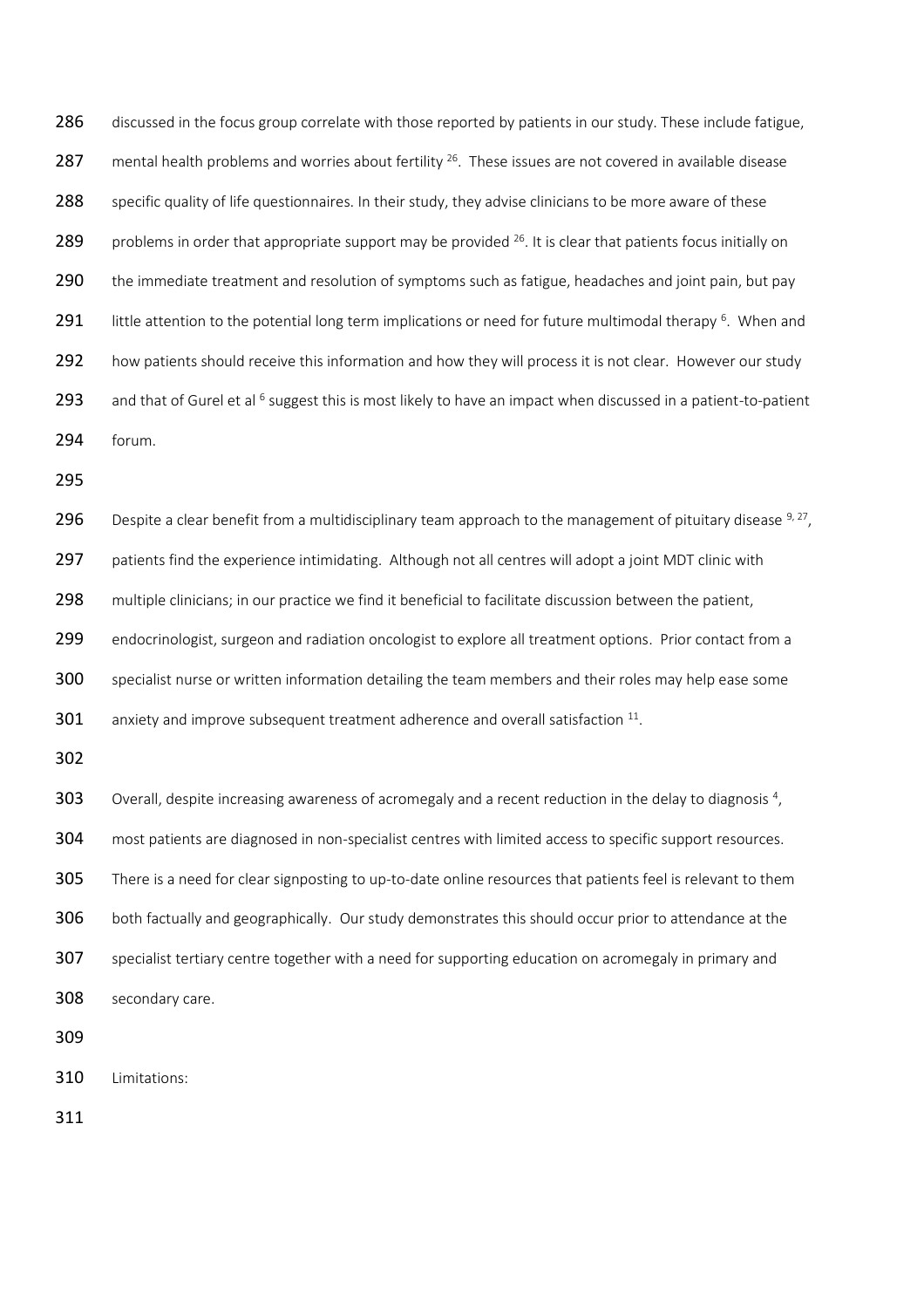discussed in the focus group correlate with those reported by patients in our study. These include fatigue, mental health problems and worries about fertility [26]. These issues are not covered in available disease specific quality of life questionnaires. In their study, they advise clinicians to be more aware of these problems in order that appropriate support may be provided [26]. It is clear that patients focus initially on the immediate treatment and resolution of symptoms such as fatigue, headaches and joint pain, but pay little attention to the potential long term implications or need for future multimodal therapy [6]. When and how patients should receive this information and how they will process it is not clear. However our study and that of Gurel et al [6] suggest this is most likely to have an impact when discussed in a patient-to-patient forum.

Despite a clear benefit from a multidisciplinary team approach to the management of pituitary disease [9, 27], patients find the experience intimidating. Although not all centres will adopt a joint MDT clinic with multiple clinicians; in our practice we find it beneficial to facilitate discussion between the patient, endocrinologist, surgeon and radiation oncologist to explore all treatment options. Prior contact from a specialist nurse or written information detailing the team members and their roles may help ease some anxiety and improve subsequent treatment adherence and overall satisfaction [11].

Overall, despite increasing awareness of acromegaly and a recent reduction in the delay to diagnosis [4], most patients are diagnosed in non-specialist centres with limited access to specific support resources. There is a need for clear signposting to up-to-date online resources that patients feel is relevant to them both factually and geographically. Our study demonstrates this should occur prior to attendance at the specialist tertiary centre together with a need for supporting education on acromegaly in primary and secondary care.

Limitations: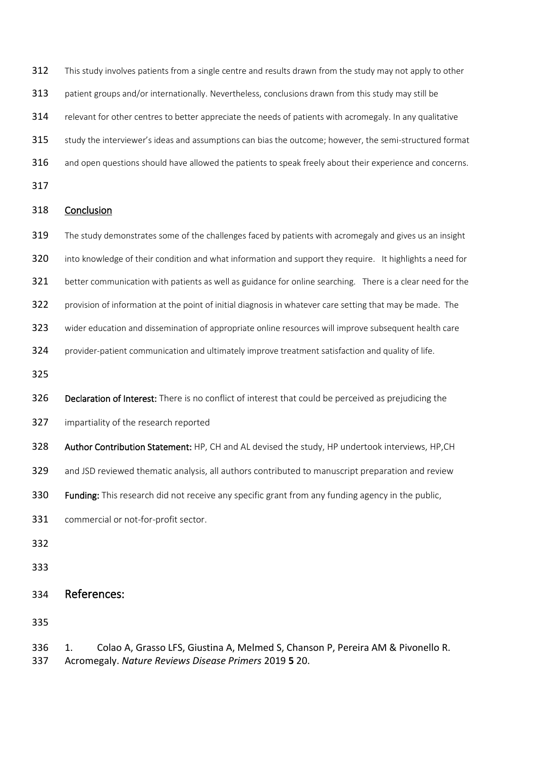This study involves patients from a single centre and results drawn from the study may not apply to other patient groups and/or internationally. Nevertheless, conclusions drawn from this study may still be relevant for other centres to better appreciate the needs of patients with acromegaly. In any qualitative study the interviewer's ideas and assumptions can bias the outcome; however, the semi-structured format and open questions should have allowed the patients to speak freely about their experience and concerns.

## Conclusion

The study demonstrates some of the challenges faced by patients with acromegaly and gives us an insight into knowledge of their condition and what information and support they require. It highlights a need for better communication with patients as well as guidance for online searching. There is a clear need for the provision of information at the point of initial diagnosis in whatever care setting that may be made. The wider education and dissemination of appropriate online resources will improve subsequent health care provider-patient communication and ultimately improve treatment satisfaction and quality of life.

**Declaration of Interest:** There is no conflict of interest that could be perceived as prejudicing the impartiality of the research reported

**Author Contribution Statement:** HP, CH and AL devised the study, HP undertook interviews, HP,CH and JSD reviewed thematic analysis, all authors contributed to manuscript preparation and review

**Funding:** This research did not receive any specific grant from any funding agency in the public, commercial or not-for-profit sector.

## References:

1. Colao A, Grasso LFS, Giustina A, Melmed S, Chanson P, Pereira AM & Pivonello R. Acromegaly. *Nature Reviews Disease Primers* 2019 **5** 20.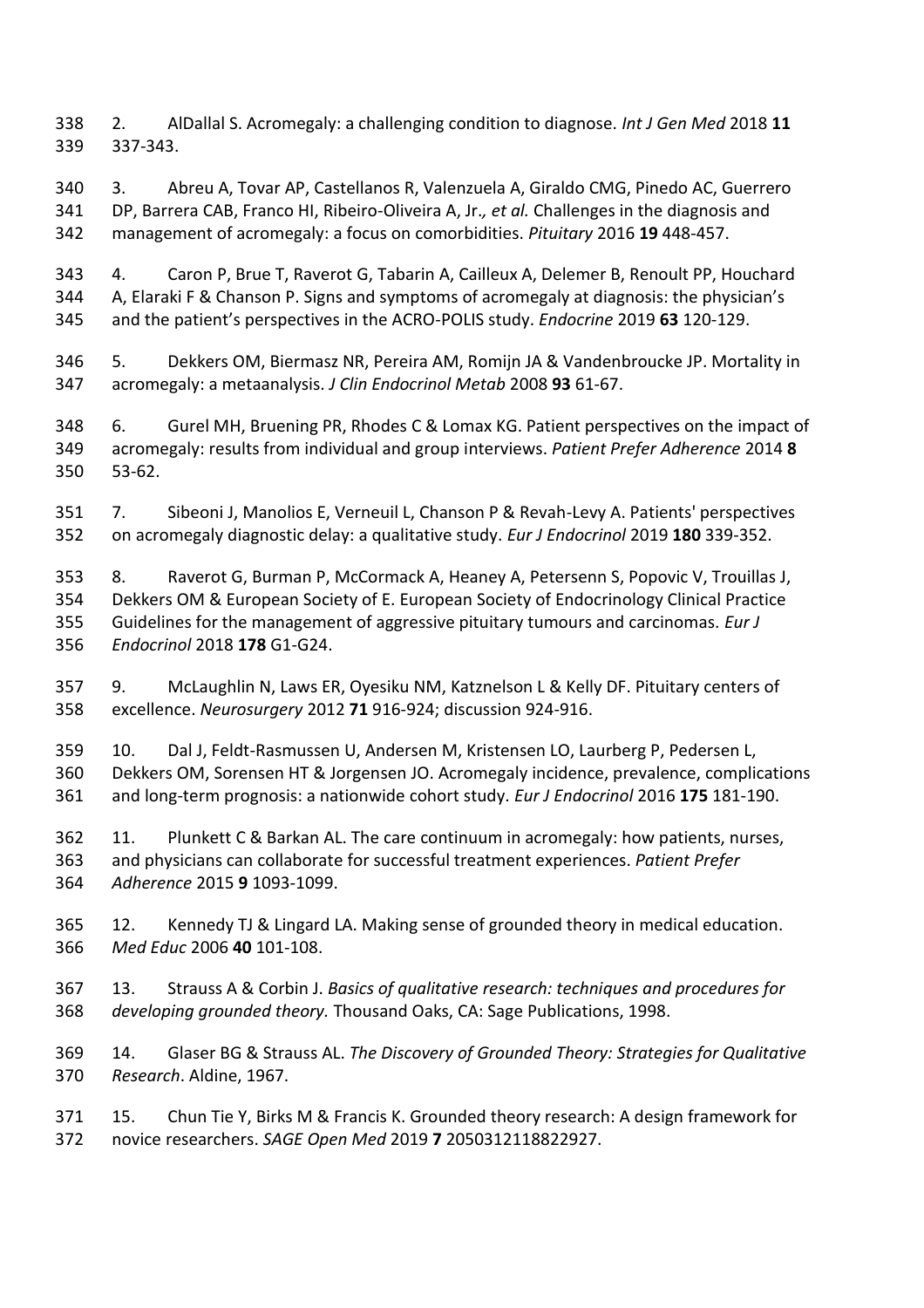2. AlDallal S. Acromegaly: a challenging condition to diagnose. *Int J Gen Med* 2018 **11** 337-343.

3. Abreu A, Tovar AP, Castellanos R, Valenzuela A, Giraldo CMG, Pinedo AC, Guerrero DP, Barrera CAB, Franco HI, Ribeiro-Oliveira A, Jr*., et al.* Challenges in the diagnosis and management of acromegaly: a focus on comorbidities. *Pituitary* 2016 **19** 448-457.

4. Caron P, Brue T, Raverot G, Tabarin A, Cailleux A, Delemer B, Renoult PP, Houchard A, Elaraki F & Chanson P. Signs and symptoms of acromegaly at diagnosis: the physician's and the patient's perspectives in the ACRO-POLIS study. *Endocrine* 2019 **63** 120-129.

5. Dekkers OM, Biermasz NR, Pereira AM, Romijn JA & Vandenbroucke JP. Mortality in acromegaly: a metaanalysis. *J Clin Endocrinol Metab* 2008 **93** 61-67.

6. Gurel MH, Bruening PR, Rhodes C & Lomax KG. Patient perspectives on the impact of acromegaly: results from individual and group interviews. *Patient Prefer Adherence* 2014 **8** 53-62.

7. Sibeoni J, Manolios E, Verneuil L, Chanson P & Revah-Levy A. Patients' perspectives on acromegaly diagnostic delay: a qualitative study. *Eur J Endocrinol* 2019 **180** 339-352.

8. Raverot G, Burman P, McCormack A, Heaney A, Petersenn S, Popovic V, Trouillas J, Dekkers OM & European Society of E. European Society of Endocrinology Clinical Practice Guidelines for the management of aggressive pituitary tumours and carcinomas. *Eur J Endocrinol* 2018 **178** G1-G24.

9. McLaughlin N, Laws ER, Oyesiku NM, Katznelson L & Kelly DF. Pituitary centers of excellence. *Neurosurgery* 2012 **71** 916-924; discussion 924-916.

10. Dal J, Feldt-Rasmussen U, Andersen M, Kristensen LO, Laurberg P, Pedersen L, Dekkers OM, Sorensen HT & Jorgensen JO. Acromegaly incidence, prevalence, complications and long-term prognosis: a nationwide cohort study. *Eur J Endocrinol* 2016 **175** 181-190.

11. Plunkett C & Barkan AL. The care continuum in acromegaly: how patients, nurses, and physicians can collaborate for successful treatment experiences. *Patient Prefer Adherence* 2015 **9** 1093-1099.

12. Kennedy TJ & Lingard LA. Making sense of grounded theory in medical education. *Med Educ* 2006 **40** 101-108.

13. Strauss A & Corbin J. *Basics of qualitative research: techniques and procedures for developing grounded theory.* Thousand Oaks, CA: Sage Publications, 1998.

14. Glaser BG & Strauss AL. *The Discovery of Grounded Theory: Strategies for Qualitative Research*. Aldine, 1967.

15. Chun Tie Y, Birks M & Francis K. Grounded theory research: A design framework for novice researchers. *SAGE Open Med* 2019 **7** 2050312118822927.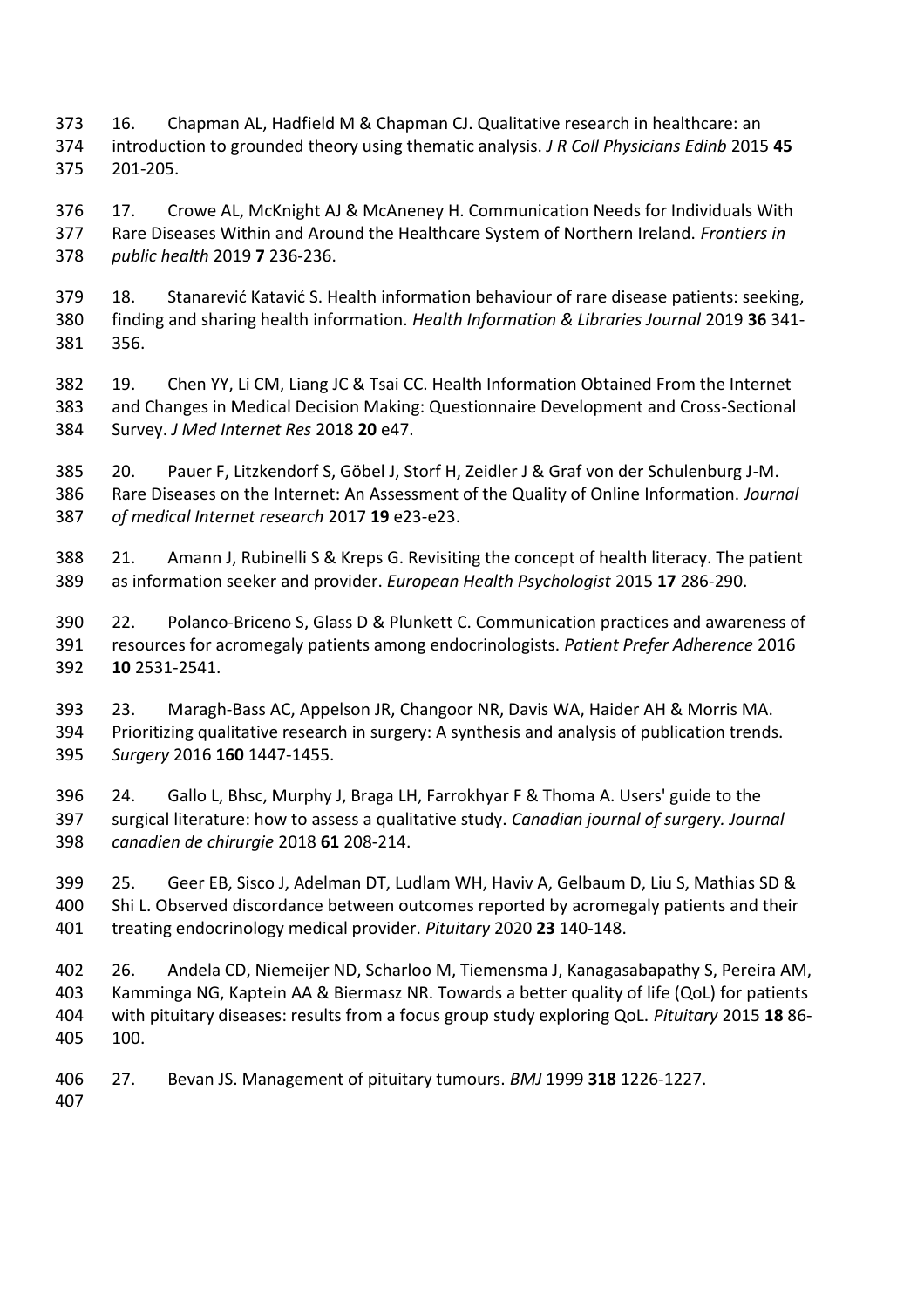16. Chapman AL, Hadfield M & Chapman CJ. Qualitative research in healthcare: an introduction to grounded theory using thematic analysis. *J R Coll Physicians Edinb* 2015 **45** 201-205.

17. Crowe AL, McKnight AJ & McAneney H. Communication Needs for Individuals With Rare Diseases Within and Around the Healthcare System of Northern Ireland. *Frontiers in public health* 2019 **7** 236-236.

18. Stanarević Katavić S. Health information behaviour of rare disease patients: seeking, finding and sharing health information. *Health Information & Libraries Journal* 2019 **36** 341-356.

19. Chen YY, Li CM, Liang JC & Tsai CC. Health Information Obtained From the Internet and Changes in Medical Decision Making: Questionnaire Development and Cross-Sectional Survey. *J Med Internet Res* 2018 **20** e47.

20. Pauer F, Litzkendorf S, Göbel J, Storf H, Zeidler J & Graf von der Schulenburg J-M. Rare Diseases on the Internet: An Assessment of the Quality of Online Information. *Journal of medical Internet research* 2017 **19** e23-e23.

21. Amann J, Rubinelli S & Kreps G. Revisiting the concept of health literacy. The patient as information seeker and provider. *European Health Psychologist* 2015 **17** 286-290.

22. Polanco-Briceno S, Glass D & Plunkett C. Communication practices and awareness of resources for acromegaly patients among endocrinologists. *Patient Prefer Adherence* 2016 **10** 2531-2541.

23. Maragh-Bass AC, Appelson JR, Changoor NR, Davis WA, Haider AH & Morris MA. Prioritizing qualitative research in surgery: A synthesis and analysis of publication trends. *Surgery* 2016 **160** 1447-1455.

24. Gallo L, Bhsc, Murphy J, Braga LH, Farrokhyar F & Thoma A. Users' guide to the surgical literature: how to assess a qualitative study. *Canadian journal of surgery. Journal canadien de chirurgie* 2018 **61** 208-214.

25. Geer EB, Sisco J, Adelman DT, Ludlam WH, Haviv A, Gelbaum D, Liu S, Mathias SD & Shi L. Observed discordance between outcomes reported by acromegaly patients and their treating endocrinology medical provider. *Pituitary* 2020 **23** 140-148.

26. Andela CD, Niemeijer ND, Scharloo M, Tiemensma J, Kanagasabapathy S, Pereira AM, Kamminga NG, Kaptein AA & Biermasz NR. Towards a better quality of life (QoL) for patients with pituitary diseases: results from a focus group study exploring QoL. *Pituitary* 2015 **18** 86-100.

27. Bevan JS. Management of pituitary tumours. *BMJ* 1999 **318** 1226-1227.